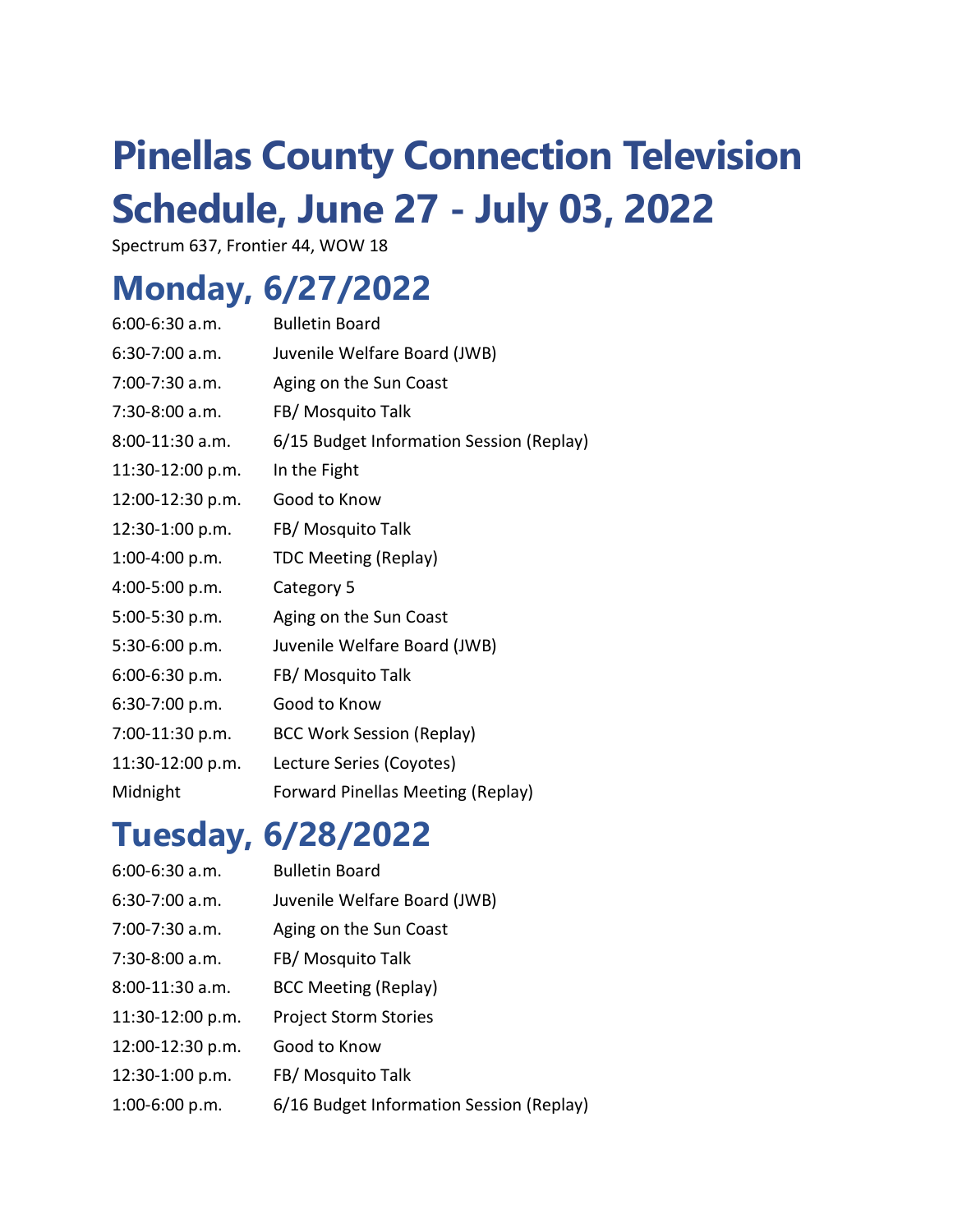# Pinellas County Connection Television Schedule, June 27 - July 03, 2022

Spectrum 637, Frontier 44, WOW 18

## Monday, 6/27/2022

| | |
|---|---|
| 6:00-6:30 a.m. | Bulletin Board |
| 6:30-7:00 a.m. | Juvenile Welfare Board (JWB) |
| 7:00-7:30 a.m. | Aging on the Sun Coast |
| 7:30-8:00 a.m. | FB/ Mosquito Talk |
| 8:00-11:30 a.m. | 6/15 Budget Information Session (Replay) |
| 11:30-12:00 p.m. | In the Fight |
| 12:00-12:30 p.m. | Good to Know |
| 12:30-1:00 p.m. | FB/ Mosquito Talk |
| 1:00-4:00 p.m. | TDC Meeting (Replay) |
| 4:00-5:00 p.m. | Category 5 |
| 5:00-5:30 p.m. | Aging on the Sun Coast |
| 5:30-6:00 p.m. | Juvenile Welfare Board (JWB) |
| 6:00-6:30 p.m. | FB/ Mosquito Talk |
| 6:30-7:00 p.m. | Good to Know |
| 7:00-11:30 p.m. | BCC Work Session (Replay) |
| 11:30-12:00 p.m. | Lecture Series (Coyotes) |
| Midnight | Forward Pinellas Meeting (Replay) |

## Tuesday, 6/28/2022

| | |
|---|---|
| 6:00-6:30 a.m. | Bulletin Board |
| 6:30-7:00 a.m. | Juvenile Welfare Board (JWB) |
| 7:00-7:30 a.m. | Aging on the Sun Coast |
| 7:30-8:00 a.m. | FB/ Mosquito Talk |
| 8:00-11:30 a.m. | BCC Meeting (Replay) |
| 11:30-12:00 p.m. | Project Storm Stories |
| 12:00-12:30 p.m. | Good to Know |
| 12:30-1:00 p.m. | FB/ Mosquito Talk |
| 1:00-6:00 p.m. | 6/16 Budget Information Session (Replay) |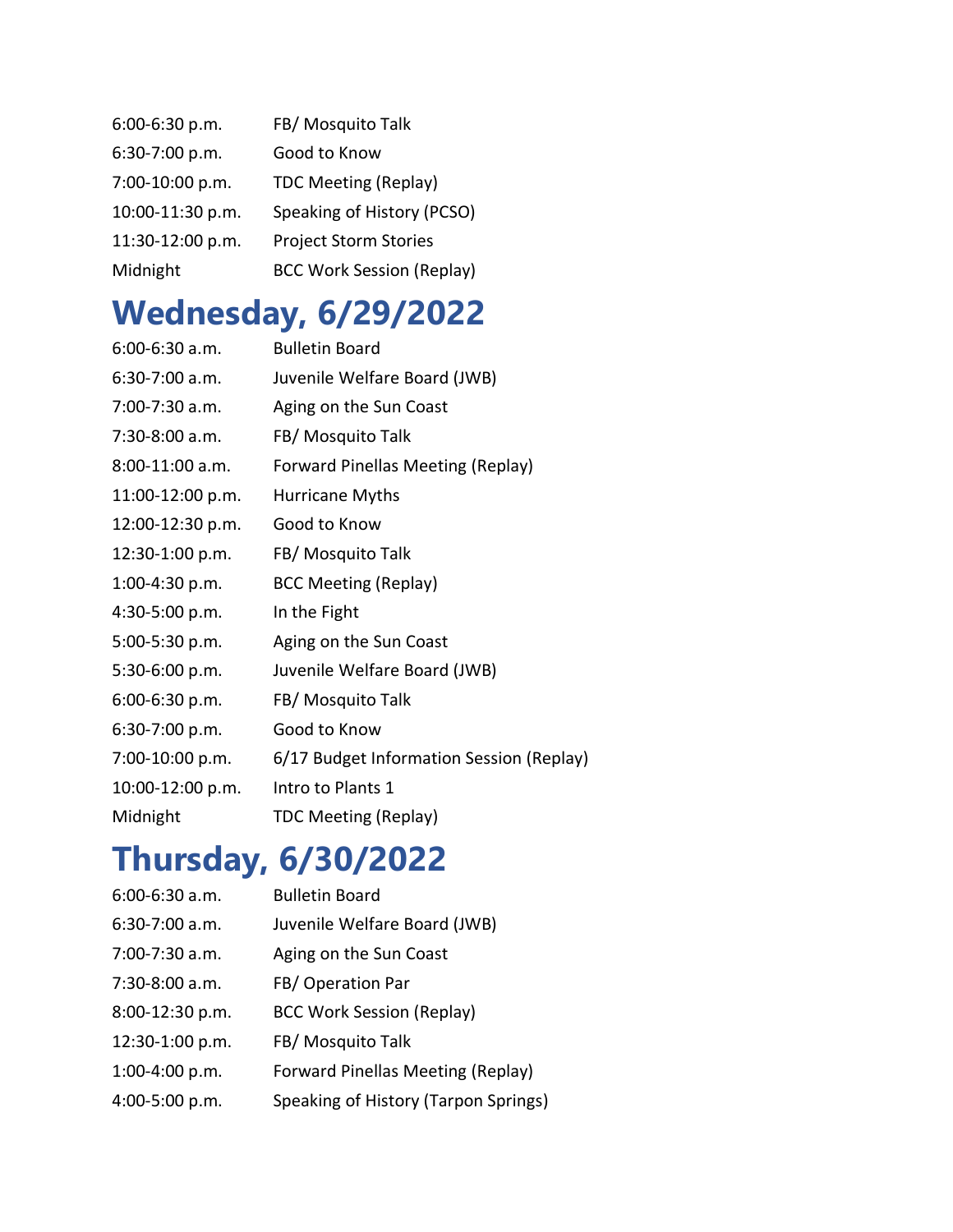| | |
|---|---|
| 6:00-6:30 p.m. | FB/ Mosquito Talk |
| 6:30-7:00 p.m. | Good to Know |
| 7:00-10:00 p.m. | TDC Meeting (Replay) |
| 10:00-11:30 p.m. | Speaking of History (PCSO) |
| 11:30-12:00 p.m. | Project Storm Stories |
| Midnight | BCC Work Session (Replay) |

# Wednesday, 6/29/2022

| | |
|---|---|
| 6:00-6:30 a.m. | Bulletin Board |
| 6:30-7:00 a.m. | Juvenile Welfare Board (JWB) |
| 7:00-7:30 a.m. | Aging on the Sun Coast |
| 7:30-8:00 a.m. | FB/ Mosquito Talk |
| 8:00-11:00 a.m. | Forward Pinellas Meeting (Replay) |
| 11:00-12:00 p.m. | Hurricane Myths |
| 12:00-12:30 p.m. | Good to Know |
| 12:30-1:00 p.m. | FB/ Mosquito Talk |
| 1:00-4:30 p.m. | BCC Meeting (Replay) |
| 4:30-5:00 p.m. | In the Fight |
| 5:00-5:30 p.m. | Aging on the Sun Coast |
| 5:30-6:00 p.m. | Juvenile Welfare Board (JWB) |
| 6:00-6:30 p.m. | FB/ Mosquito Talk |
| 6:30-7:00 p.m. | Good to Know |
| 7:00-10:00 p.m. | 6/17 Budget Information Session (Replay) |
| 10:00-12:00 p.m. | Intro to Plants 1 |
| Midnight | TDC Meeting (Replay) |

# Thursday, 6/30/2022

| | |
|---|---|
| 6:00-6:30 a.m. | Bulletin Board |
| 6:30-7:00 a.m. | Juvenile Welfare Board (JWB) |
| 7:00-7:30 a.m. | Aging on the Sun Coast |
| 7:30-8:00 a.m. | FB/ Operation Par |
| 8:00-12:30 p.m. | BCC Work Session (Replay) |
| 12:30-1:00 p.m. | FB/ Mosquito Talk |
| 1:00-4:00 p.m. | Forward Pinellas Meeting (Replay) |
| 4:00-5:00 p.m. | Speaking of History (Tarpon Springs) |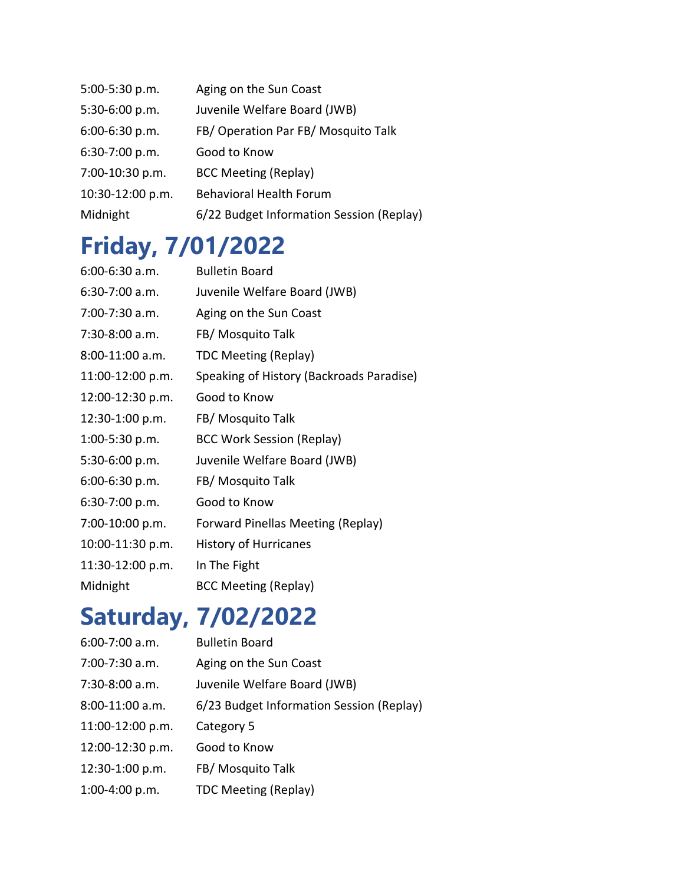| | |
|---|---|
| 5:00-5:30 p.m. | Aging on the Sun Coast |
| 5:30-6:00 p.m. | Juvenile Welfare Board (JWB) |
| 6:00-6:30 p.m. | FB/ Operation Par FB/ Mosquito Talk |
| 6:30-7:00 p.m. | Good to Know |
| 7:00-10:30 p.m. | BCC Meeting (Replay) |
| 10:30-12:00 p.m. | Behavioral Health Forum |
| Midnight | 6/22 Budget Information Session (Replay) |

# Friday, 7/01/2022

| | |
|---|---|
| 6:00-6:30 a.m. | Bulletin Board |
| 6:30-7:00 a.m. | Juvenile Welfare Board (JWB) |
| 7:00-7:30 a.m. | Aging on the Sun Coast |
| 7:30-8:00 a.m. | FB/ Mosquito Talk |
| 8:00-11:00 a.m. | TDC Meeting (Replay) |
| 11:00-12:00 p.m. | Speaking of History (Backroads Paradise) |
| 12:00-12:30 p.m. | Good to Know |
| 12:30-1:00 p.m. | FB/ Mosquito Talk |
| 1:00-5:30 p.m. | BCC Work Session (Replay) |
| 5:30-6:00 p.m. | Juvenile Welfare Board (JWB) |
| 6:00-6:30 p.m. | FB/ Mosquito Talk |
| 6:30-7:00 p.m. | Good to Know |
| 7:00-10:00 p.m. | Forward Pinellas Meeting (Replay) |
| 10:00-11:30 p.m. | History of Hurricanes |
| 11:30-12:00 p.m. | In The Fight |
| Midnight | BCC Meeting (Replay) |

# Saturday, 7/02/2022

| | |
|---|---|
| 6:00-7:00 a.m. | Bulletin Board |
| 7:00-7:30 a.m. | Aging on the Sun Coast |
| 7:30-8:00 a.m. | Juvenile Welfare Board (JWB) |
| 8:00-11:00 a.m. | 6/23 Budget Information Session (Replay) |
| 11:00-12:00 p.m. | Category 5 |
| 12:00-12:30 p.m. | Good to Know |
| 12:30-1:00 p.m. | FB/ Mosquito Talk |
| 1:00-4:00 p.m. | TDC Meeting (Replay) |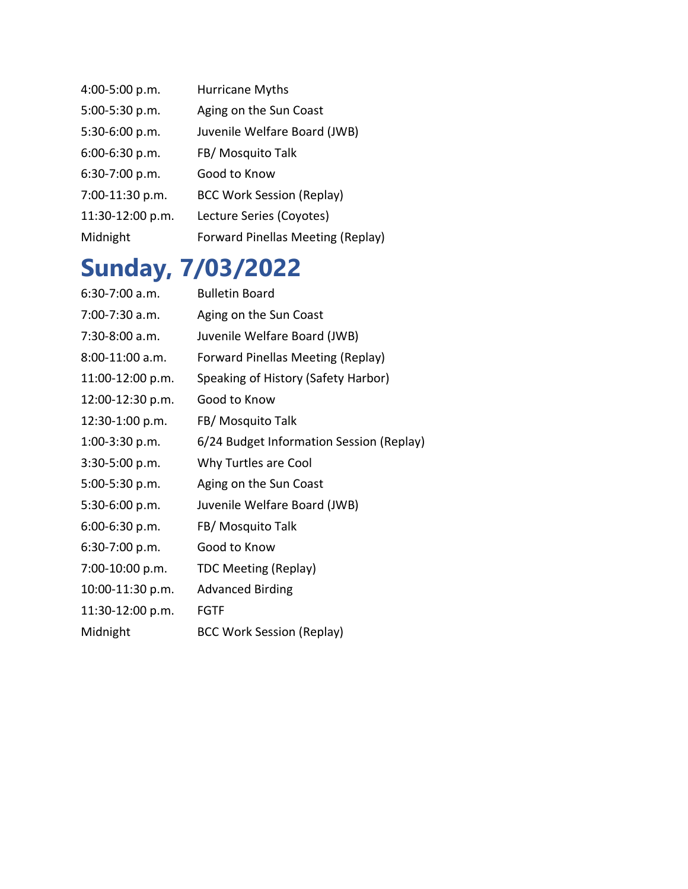| | |
|---|---|
| 4:00-5:00 p.m. | Hurricane Myths |
| 5:00-5:30 p.m. | Aging on the Sun Coast |
| 5:30-6:00 p.m. | Juvenile Welfare Board (JWB) |
| 6:00-6:30 p.m. | FB/ Mosquito Talk |
| 6:30-7:00 p.m. | Good to Know |
| 7:00-11:30 p.m. | BCC Work Session (Replay) |
| 11:30-12:00 p.m. | Lecture Series (Coyotes) |
| Midnight | Forward Pinellas Meeting (Replay) |

# Sunday, 7/03/2022

| | |
|---|---|
| 6:30-7:00 a.m. | Bulletin Board |
| 7:00-7:30 a.m. | Aging on the Sun Coast |
| 7:30-8:00 a.m. | Juvenile Welfare Board (JWB) |
| 8:00-11:00 a.m. | Forward Pinellas Meeting (Replay) |
| 11:00-12:00 p.m. | Speaking of History (Safety Harbor) |
| 12:00-12:30 p.m. | Good to Know |
| 12:30-1:00 p.m. | FB/ Mosquito Talk |
| 1:00-3:30 p.m. | 6/24 Budget Information Session (Replay) |
| 3:30-5:00 p.m. | Why Turtles are Cool |
| 5:00-5:30 p.m. | Aging on the Sun Coast |
| 5:30-6:00 p.m. | Juvenile Welfare Board (JWB) |
| 6:00-6:30 p.m. | FB/ Mosquito Talk |
| 6:30-7:00 p.m. | Good to Know |
| 7:00-10:00 p.m. | TDC Meeting (Replay) |
| 10:00-11:30 p.m. | Advanced Birding |
| 11:30-12:00 p.m. | FGTF |
| Midnight | BCC Work Session (Replay) |